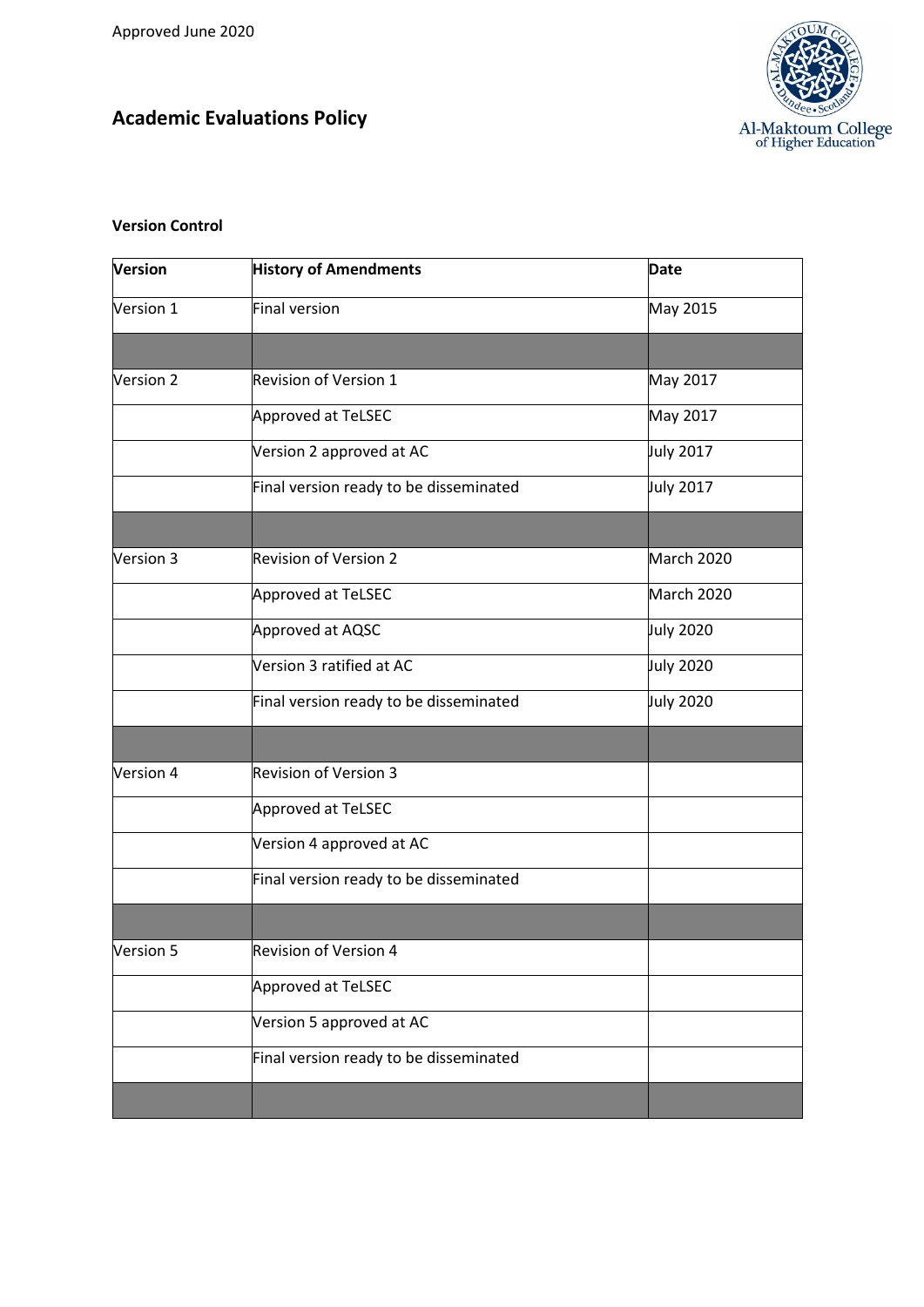Approved June 2020

# Academic Evaluations Policy

**Version Control**

| Version | History of Amendments | Date |
|---|---|---|
| Version 1 | Final version | May 2015 |
| | | |
| Version 2 | Revision of Version 1 | May 2017 |
| | Approved at TeLSEC | May 2017 |
| | Version 2 approved at AC | July 2017 |
| | Final version ready to be disseminated | July 2017 |
| | | |
| Version 3 | Revision of Version 2 | March 2020 |
| | Approved at TeLSEC | March 2020 |
| | Approved at AQSC | July 2020 |
| | Version 3 ratified at AC | July 2020 |
| | Final version ready to be disseminated | July 2020 |
| | | |
| Version 4 | Revision of Version 3 | |
| | Approved at TeLSEC | |
| | Version 4 approved at AC | |
| | Final version ready to be disseminated | |
| | | |
| Version 5 | Revision of Version 4 | |
| | Approved at TeLSEC | |
| | Version 5 approved at AC | |
| | Final version ready to be disseminated | |
| | | |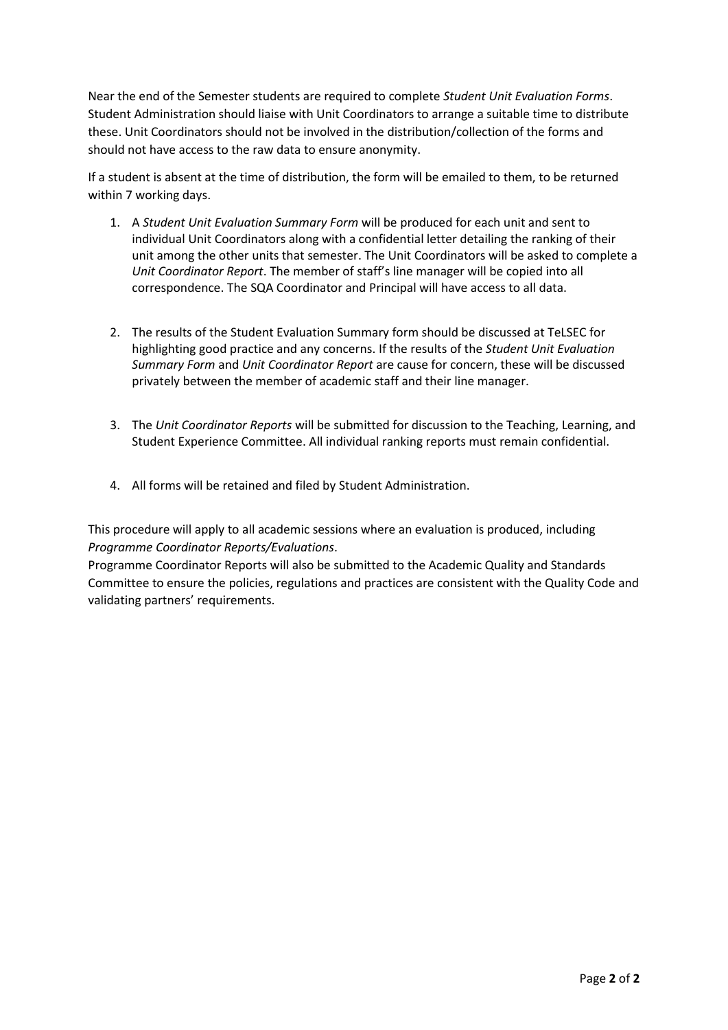Near the end of the Semester students are required to complete *Student Unit Evaluation Forms*. Student Administration should liaise with Unit Coordinators to arrange a suitable time to distribute these. Unit Coordinators should not be involved in the distribution/collection of the forms and should not have access to the raw data to ensure anonymity.

If a student is absent at the time of distribution, the form will be emailed to them, to be returned within 7 working days.

1. A *Student Unit Evaluation Summary Form* will be produced for each unit and sent to individual Unit Coordinators along with a confidential letter detailing the ranking of their unit among the other units that semester. The Unit Coordinators will be asked to complete a *Unit Coordinator Report*. The member of staff's line manager will be copied into all correspondence. The SQA Coordinator and Principal will have access to all data.

2. The results of the Student Evaluation Summary form should be discussed at TeLSEC for highlighting good practice and any concerns. If the results of the *Student Unit Evaluation Summary Form* and *Unit Coordinator Report* are cause for concern, these will be discussed privately between the member of academic staff and their line manager.

3. The *Unit Coordinator Reports* will be submitted for discussion to the Teaching, Learning, and Student Experience Committee. All individual ranking reports must remain confidential.

4. All forms will be retained and filed by Student Administration.

This procedure will apply to all academic sessions where an evaluation is produced, including *Programme Coordinator Reports/Evaluations*.
Programme Coordinator Reports will also be submitted to the Academic Quality and Standards Committee to ensure the policies, regulations and practices are consistent with the Quality Code and validating partners' requirements.